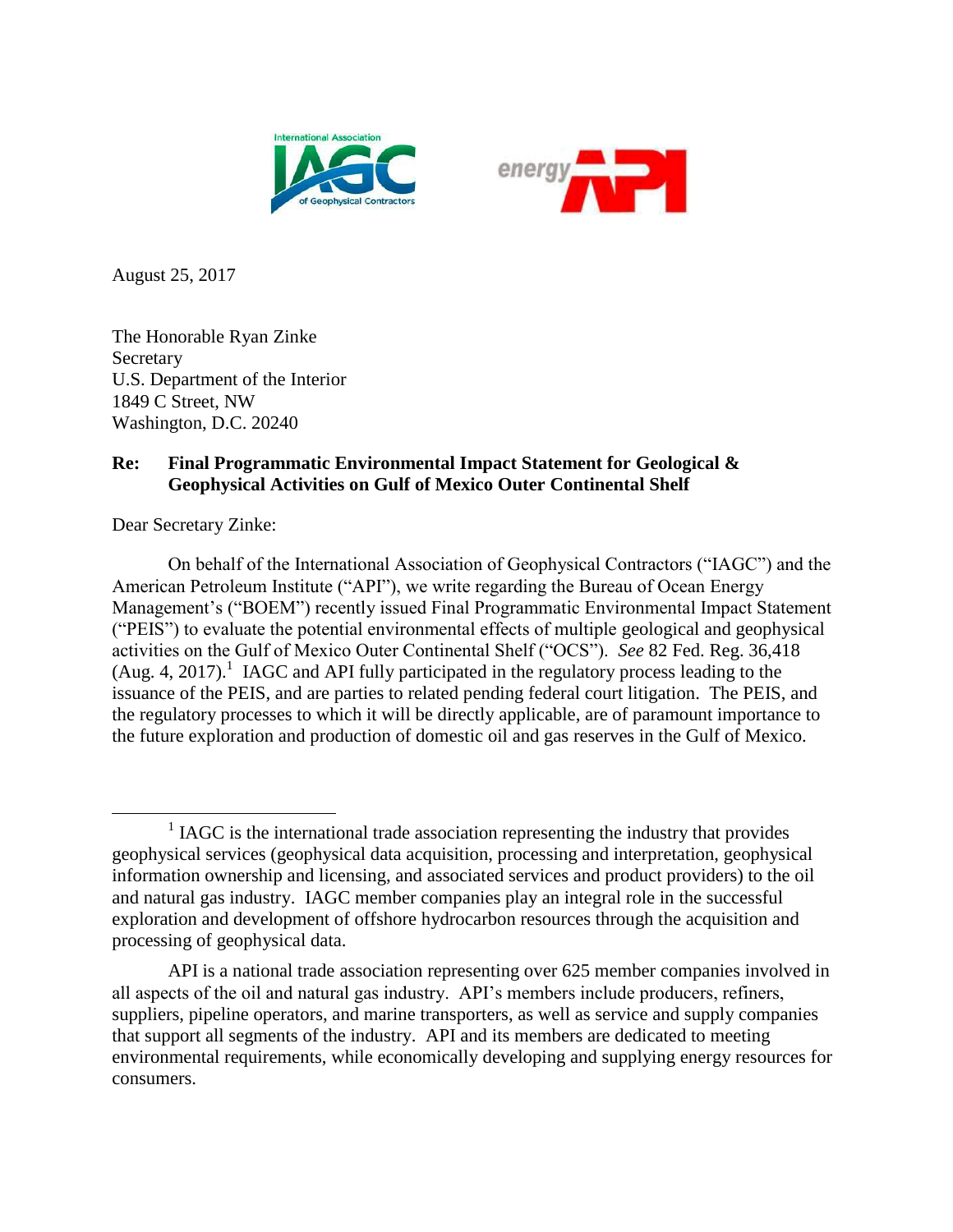August 25, 2017

The Honorable Ryan Zinke
Secretary
U.S. Department of the Interior
1849 C Street, NW
Washington, D.C. 20240

**Re: Final Programmatic Environmental Impact Statement for Geological & Geophysical Activities on Gulf of Mexico Outer Continental Shelf**

Dear Secretary Zinke:

On behalf of the International Association of Geophysical Contractors ("IAGC") and the American Petroleum Institute ("API"), we write regarding the Bureau of Ocean Energy Management's ("BOEM") recently issued Final Programmatic Environmental Impact Statement ("PEIS") to evaluate the potential environmental effects of multiple geological and geophysical activities on the Gulf of Mexico Outer Continental Shelf ("OCS"). *See* 82 Fed. Reg. 36,418 (Aug. 4, 2017).[1] IAGC and API fully participated in the regulatory process leading to the issuance of the PEIS, and are parties to related pending federal court litigation. The PEIS, and the regulatory processes to which it will be directly applicable, are of paramount importance to the future exploration and production of domestic oil and gas reserves in the Gulf of Mexico.

[1] IAGC is the international trade association representing the industry that provides geophysical services (geophysical data acquisition, processing and interpretation, geophysical information ownership and licensing, and associated services and product providers) to the oil and natural gas industry. IAGC member companies play an integral role in the successful exploration and development of offshore hydrocarbon resources through the acquisition and processing of geophysical data.

API is a national trade association representing over 625 member companies involved in all aspects of the oil and natural gas industry. API's members include producers, refiners, suppliers, pipeline operators, and marine transporters, as well as service and supply companies that support all segments of the industry. API and its members are dedicated to meeting environmental requirements, while economically developing and supplying energy resources for consumers.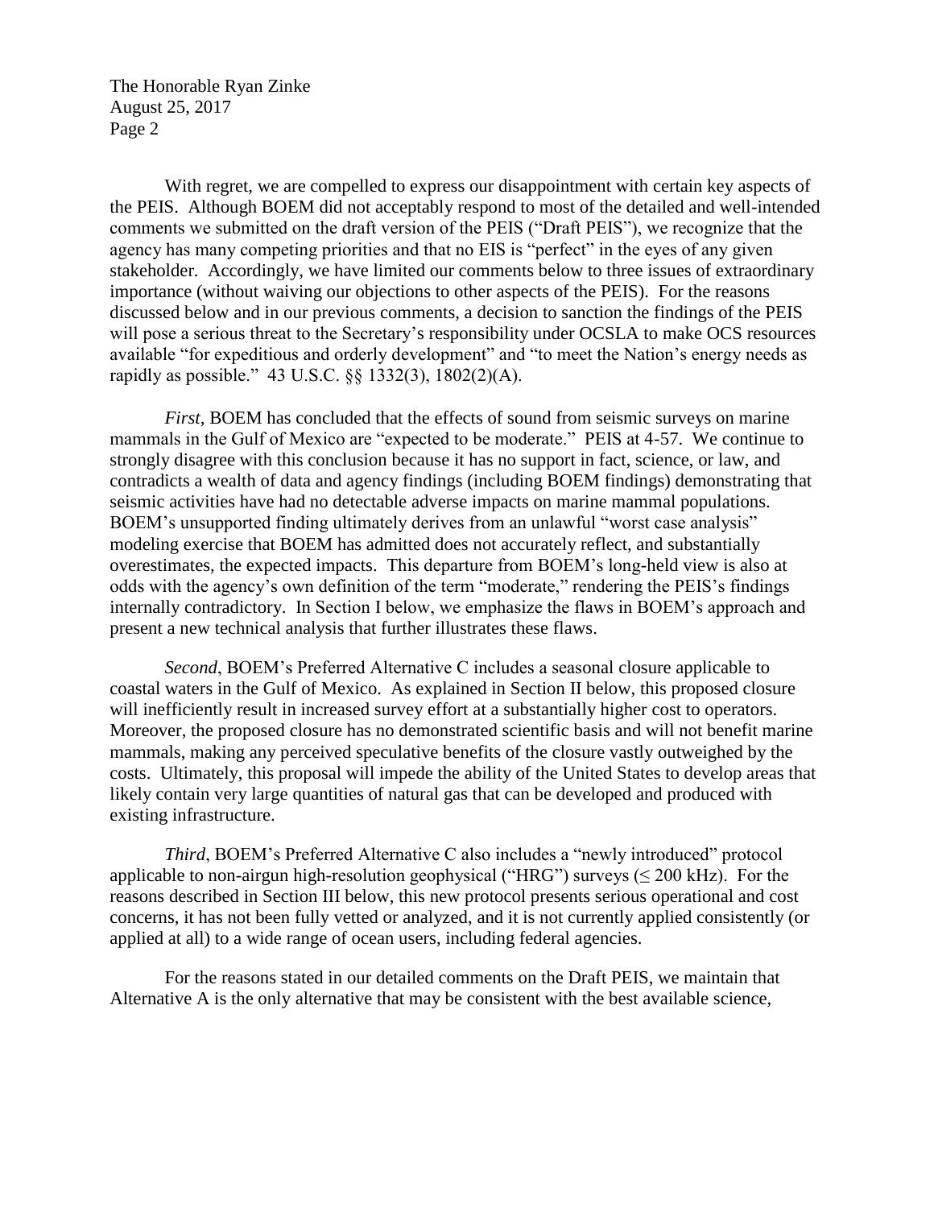With regret, we are compelled to express our disappointment with certain key aspects of the PEIS. Although BOEM did not acceptably respond to most of the detailed and well-intended comments we submitted on the draft version of the PEIS ("Draft PEIS"), we recognize that the agency has many competing priorities and that no EIS is "perfect" in the eyes of any given stakeholder. Accordingly, we have limited our comments below to three issues of extraordinary importance (without waiving our objections to other aspects of the PEIS). For the reasons discussed below and in our previous comments, a decision to sanction the findings of the PEIS will pose a serious threat to the Secretary's responsibility under OCSLA to make OCS resources available "for expeditious and orderly development" and "to meet the Nation's energy needs as rapidly as possible." 43 U.S.C. §§ 1332(3), 1802(2)(A).

*First*, BOEM has concluded that the effects of sound from seismic surveys on marine mammals in the Gulf of Mexico are "expected to be moderate." PEIS at 4-57. We continue to strongly disagree with this conclusion because it has no support in fact, science, or law, and contradicts a wealth of data and agency findings (including BOEM findings) demonstrating that seismic activities have had no detectable adverse impacts on marine mammal populations. BOEM's unsupported finding ultimately derives from an unlawful "worst case analysis" modeling exercise that BOEM has admitted does not accurately reflect, and substantially overestimates, the expected impacts. This departure from BOEM's long-held view is also at odds with the agency's own definition of the term "moderate," rendering the PEIS's findings internally contradictory. In Section I below, we emphasize the flaws in BOEM's approach and present a new technical analysis that further illustrates these flaws.

*Second*, BOEM's Preferred Alternative C includes a seasonal closure applicable to coastal waters in the Gulf of Mexico. As explained in Section II below, this proposed closure will inefficiently result in increased survey effort at a substantially higher cost to operators. Moreover, the proposed closure has no demonstrated scientific basis and will not benefit marine mammals, making any perceived speculative benefits of the closure vastly outweighed by the costs. Ultimately, this proposal will impede the ability of the United States to develop areas that likely contain very large quantities of natural gas that can be developed and produced with existing infrastructure.

*Third*, BOEM's Preferred Alternative C also includes a "newly introduced" protocol applicable to non-airgun high-resolution geophysical ("HRG") surveys (≤ 200 kHz). For the reasons described in Section III below, this new protocol presents serious operational and cost concerns, it has not been fully vetted or analyzed, and it is not currently applied consistently (or applied at all) to a wide range of ocean users, including federal agencies.

For the reasons stated in our detailed comments on the Draft PEIS, we maintain that Alternative A is the only alternative that may be consistent with the best available science,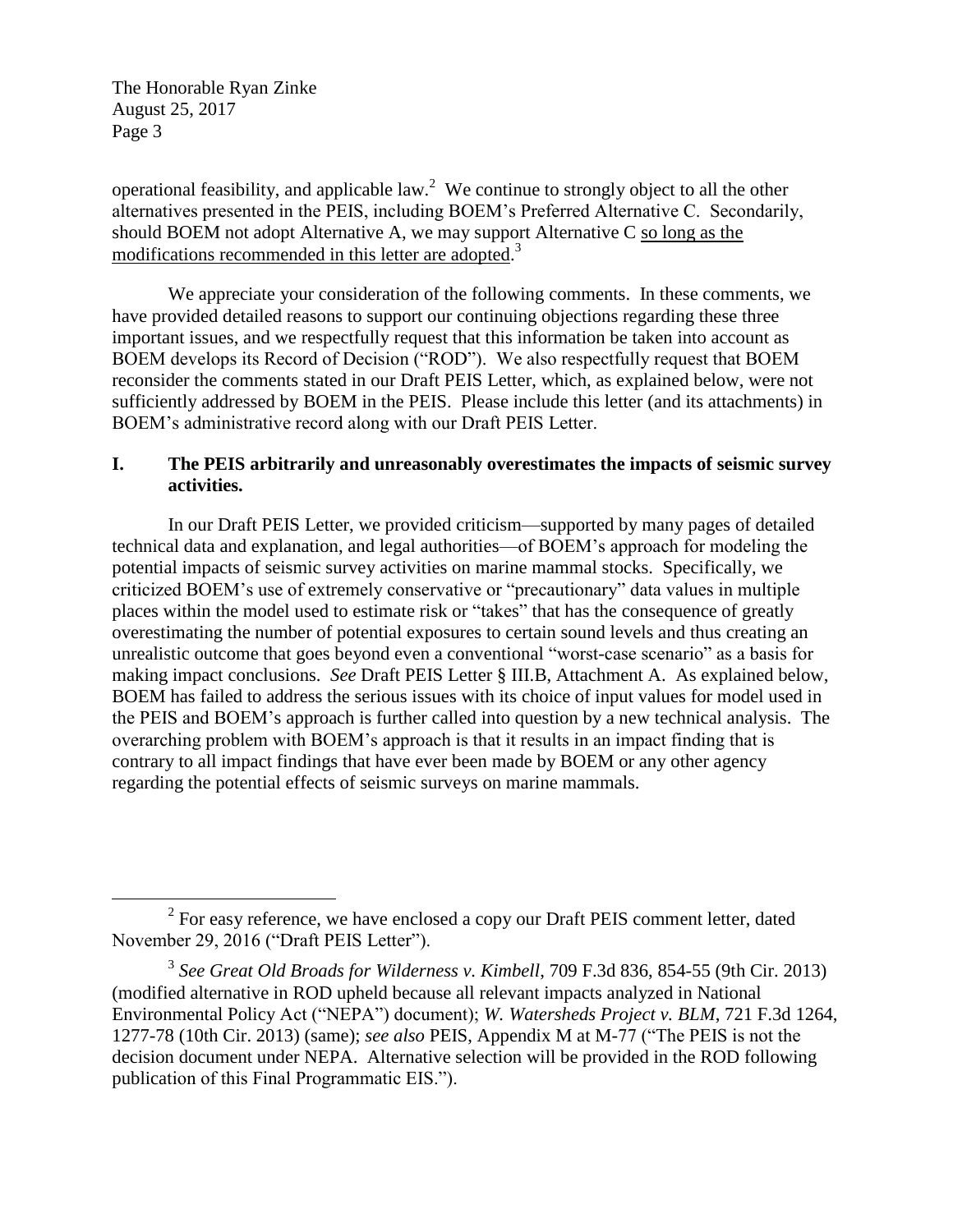operational feasibility, and applicable law.[2] We continue to strongly object to all the other alternatives presented in the PEIS, including BOEM's Preferred Alternative C. Secondarily, should BOEM not adopt Alternative A, we may support Alternative C <u>so long as the modifications recommended in this letter are adopted</u>.[3]

We appreciate your consideration of the following comments. In these comments, we have provided detailed reasons to support our continuing objections regarding these three important issues, and we respectfully request that this information be taken into account as BOEM develops its Record of Decision ("ROD"). We also respectfully request that BOEM reconsider the comments stated in our Draft PEIS Letter, which, as explained below, were not sufficiently addressed by BOEM in the PEIS. Please include this letter (and its attachments) in BOEM's administrative record along with our Draft PEIS Letter.

## I. The PEIS arbitrarily and unreasonably overestimates the impacts of seismic survey activities.

In our Draft PEIS Letter, we provided criticism—supported by many pages of detailed technical data and explanation, and legal authorities—of BOEM's approach for modeling the potential impacts of seismic survey activities on marine mammal stocks. Specifically, we criticized BOEM's use of extremely conservative or "precautionary" data values in multiple places within the model used to estimate risk or "takes" that has the consequence of greatly overestimating the number of potential exposures to certain sound levels and thus creating an unrealistic outcome that goes beyond even a conventional "worst-case scenario" as a basis for making impact conclusions. *See* Draft PEIS Letter § III.B, Attachment A. As explained below, BOEM has failed to address the serious issues with its choice of input values for model used in the PEIS and BOEM's approach is further called into question by a new technical analysis. The overarching problem with BOEM's approach is that it results in an impact finding that is contrary to all impact findings that have ever been made by BOEM or any other agency regarding the potential effects of seismic surveys on marine mammals.

---

[2] For easy reference, we have enclosed a copy our Draft PEIS comment letter, dated November 29, 2016 ("Draft PEIS Letter").

[3] *See Great Old Broads for Wilderness v. Kimbell*, 709 F.3d 836, 854-55 (9th Cir. 2013) (modified alternative in ROD upheld because all relevant impacts analyzed in National Environmental Policy Act ("NEPA") document); *W. Watersheds Project v. BLM*, 721 F.3d 1264, 1277-78 (10th Cir. 2013) (same); *see also* PEIS, Appendix M at M-77 ("The PEIS is not the decision document under NEPA. Alternative selection will be provided in the ROD following publication of this Final Programmatic EIS.").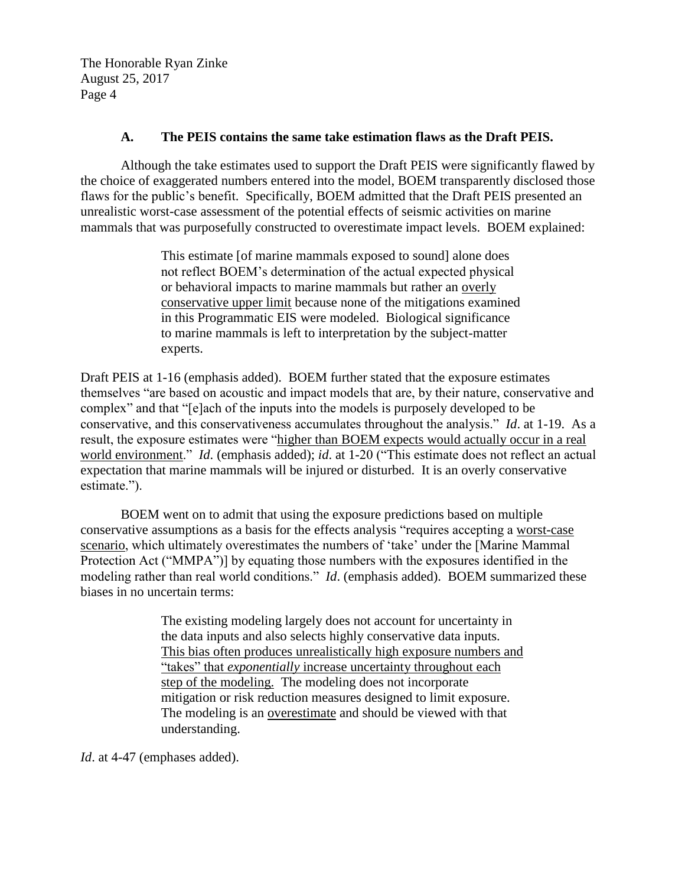### A. The PEIS contains the same take estimation flaws as the Draft PEIS.

Although the take estimates used to support the Draft PEIS were significantly flawed by the choice of exaggerated numbers entered into the model, BOEM transparently disclosed those flaws for the public's benefit. Specifically, BOEM admitted that the Draft PEIS presented an unrealistic worst-case assessment of the potential effects of seismic activities on marine mammals that was purposefully constructed to overestimate impact levels. BOEM explained:

> This estimate [of marine mammals exposed to sound] alone does not reflect BOEM's determination of the actual expected physical or behavioral impacts to marine mammals but rather an <u>overly conservative upper limit</u> because none of the mitigations examined in this Programmatic EIS were modeled. Biological significance to marine mammals is left to interpretation by the subject-matter experts.

Draft PEIS at 1-16 (emphasis added). BOEM further stated that the exposure estimates themselves "are based on acoustic and impact models that are, by their nature, conservative and complex" and that "[e]ach of the inputs into the models is purposely developed to be conservative, and this conservativeness accumulates throughout the analysis." *Id*. at 1-19. As a result, the exposure estimates were "<u>higher than BOEM expects would actually occur in a real world environment</u>." *Id*. (emphasis added); *id*. at 1-20 ("This estimate does not reflect an actual expectation that marine mammals will be injured or disturbed. It is an overly conservative estimate.").

BOEM went on to admit that using the exposure predictions based on multiple conservative assumptions as a basis for the effects analysis "requires accepting a <u>worst-case scenario</u>, which ultimately overestimates the numbers of 'take' under the [Marine Mammal Protection Act ("MMPA")] by equating those numbers with the exposures identified in the modeling rather than real world conditions." *Id*. (emphasis added). BOEM summarized these biases in no uncertain terms:

> The existing modeling largely does not account for uncertainty in the data inputs and also selects highly conservative data inputs. <u>This bias often produces unrealistically high exposure numbers and "takes" that *exponentially* increase uncertainty throughout each step of the modeling.</u> The modeling does not incorporate mitigation or risk reduction measures designed to limit exposure. The modeling is an <u>overestimate</u> and should be viewed with that understanding.

*Id*. at 4-47 (emphases added).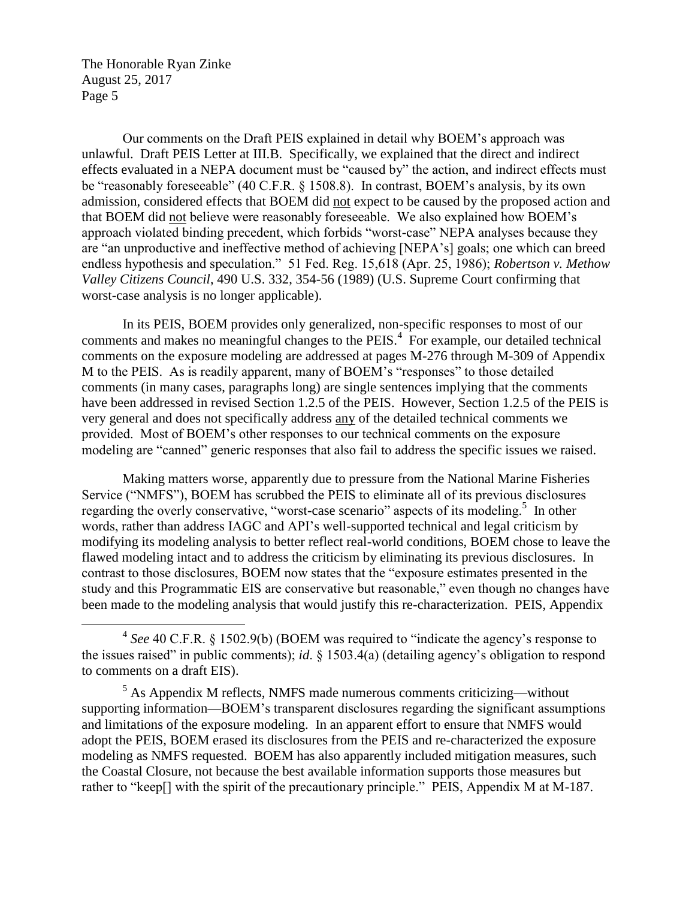Our comments on the Draft PEIS explained in detail why BOEM's approach was unlawful. Draft PEIS Letter at III.B. Specifically, we explained that the direct and indirect effects evaluated in a NEPA document must be "caused by" the action, and indirect effects must be "reasonably foreseeable" (40 C.F.R. § 1508.8). In contrast, BOEM's analysis, by its own admission, considered effects that BOEM did not expect to be caused by the proposed action and that BOEM did not believe were reasonably foreseeable. We also explained how BOEM's approach violated binding precedent, which forbids "worst-case" NEPA analyses because they are "an unproductive and ineffective method of achieving [NEPA's] goals; one which can breed endless hypothesis and speculation." 51 Fed. Reg. 15,618 (Apr. 25, 1986); *Robertson v. Methow Valley Citizens Council*, 490 U.S. 332, 354-56 (1989) (U.S. Supreme Court confirming that worst-case analysis is no longer applicable).

In its PEIS, BOEM provides only generalized, non-specific responses to most of our comments and makes no meaningful changes to the PEIS.[4] For example, our detailed technical comments on the exposure modeling are addressed at pages M-276 through M-309 of Appendix M to the PEIS. As is readily apparent, many of BOEM's "responses" to those detailed comments (in many cases, paragraphs long) are single sentences implying that the comments have been addressed in revised Section 1.2.5 of the PEIS. However, Section 1.2.5 of the PEIS is very general and does not specifically address any of the detailed technical comments we provided. Most of BOEM's other responses to our technical comments on the exposure modeling are "canned" generic responses that also fail to address the specific issues we raised.

Making matters worse, apparently due to pressure from the National Marine Fisheries Service ("NMFS"), BOEM has scrubbed the PEIS to eliminate all of its previous disclosures regarding the overly conservative, "worst-case scenario" aspects of its modeling.[5] In other words, rather than address IAGC and API's well-supported technical and legal criticism by modifying its modeling analysis to better reflect real-world conditions, BOEM chose to leave the flawed modeling intact and to address the criticism by eliminating its previous disclosures. In contrast to those disclosures, BOEM now states that the "exposure estimates presented in the study and this Programmatic EIS are conservative but reasonable," even though no changes have been made to the modeling analysis that would justify this re-characterization. PEIS, Appendix

---

[4] *See* 40 C.F.R. § 1502.9(b) (BOEM was required to "indicate the agency's response to the issues raised" in public comments); *id*. § 1503.4(a) (detailing agency's obligation to respond to comments on a draft EIS).

[5] As Appendix M reflects, NMFS made numerous comments criticizing—without supporting information—BOEM's transparent disclosures regarding the significant assumptions and limitations of the exposure modeling. In an apparent effort to ensure that NMFS would adopt the PEIS, BOEM erased its disclosures from the PEIS and re-characterized the exposure modeling as NMFS requested. BOEM has also apparently included mitigation measures, such the Coastal Closure, not because the best available information supports those measures but rather to "keep[] with the spirit of the precautionary principle." PEIS, Appendix M at M-187.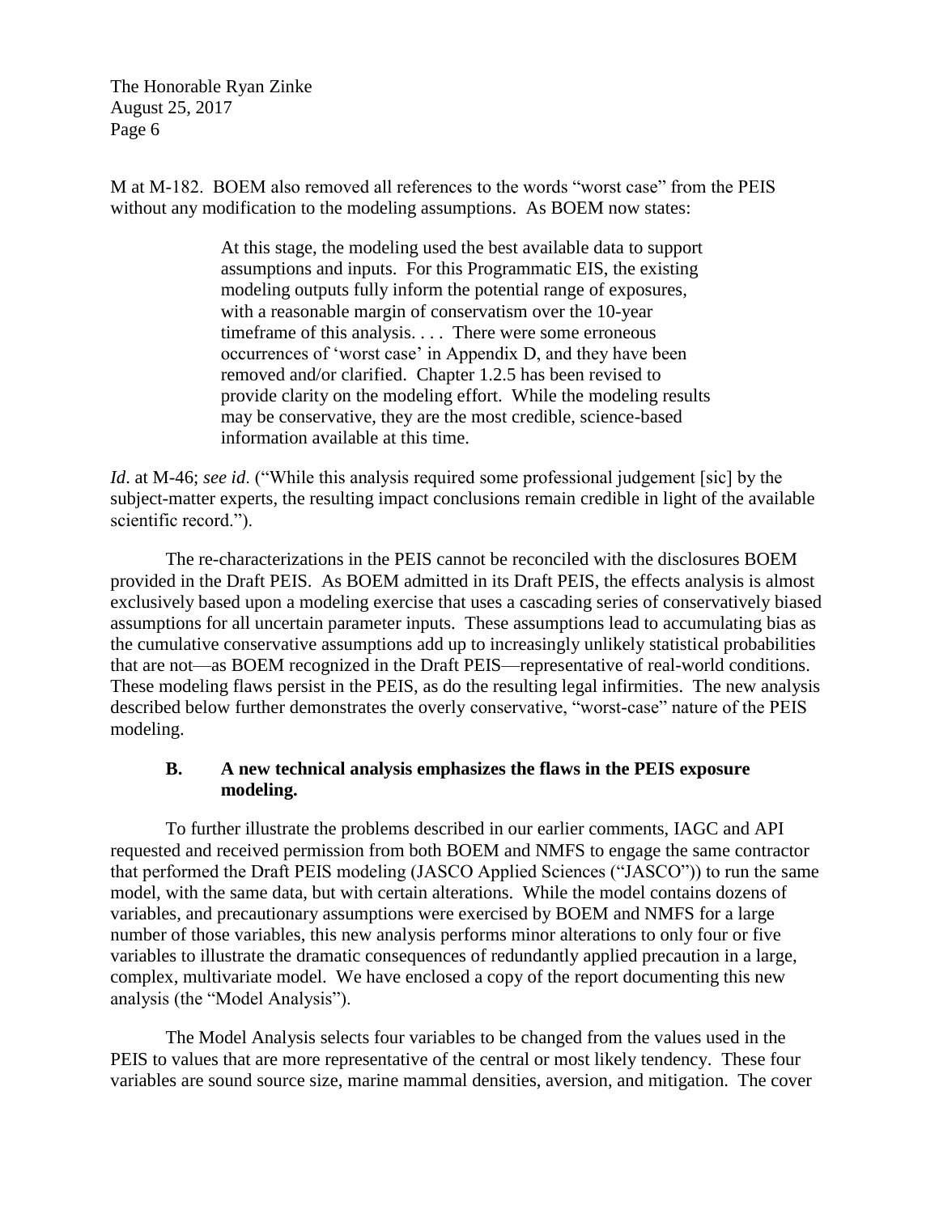M at M-182. BOEM also removed all references to the words "worst case" from the PEIS without any modification to the modeling assumptions. As BOEM now states:

> At this stage, the modeling used the best available data to support assumptions and inputs. For this Programmatic EIS, the existing modeling outputs fully inform the potential range of exposures, with a reasonable margin of conservatism over the 10-year timeframe of this analysis. . . . There were some erroneous occurrences of 'worst case' in Appendix D, and they have been removed and/or clarified. Chapter 1.2.5 has been revised to provide clarity on the modeling effort. While the modeling results may be conservative, they are the most credible, science-based information available at this time.

*Id*. at M-46; *see id*. ("While this analysis required some professional judgement [sic] by the subject-matter experts, the resulting impact conclusions remain credible in light of the available scientific record.").

The re-characterizations in the PEIS cannot be reconciled with the disclosures BOEM provided in the Draft PEIS. As BOEM admitted in its Draft PEIS, the effects analysis is almost exclusively based upon a modeling exercise that uses a cascading series of conservatively biased assumptions for all uncertain parameter inputs. These assumptions lead to accumulating bias as the cumulative conservative assumptions add up to increasingly unlikely statistical probabilities that are not—as BOEM recognized in the Draft PEIS—representative of real-world conditions. These modeling flaws persist in the PEIS, as do the resulting legal infirmities. The new analysis described below further demonstrates the overly conservative, "worst-case" nature of the PEIS modeling.

### B. A new technical analysis emphasizes the flaws in the PEIS exposure modeling.

To further illustrate the problems described in our earlier comments, IAGC and API requested and received permission from both BOEM and NMFS to engage the same contractor that performed the Draft PEIS modeling (JASCO Applied Sciences ("JASCO")) to run the same model, with the same data, but with certain alterations. While the model contains dozens of variables, and precautionary assumptions were exercised by BOEM and NMFS for a large number of those variables, this new analysis performs minor alterations to only four or five variables to illustrate the dramatic consequences of redundantly applied precaution in a large, complex, multivariate model. We have enclosed a copy of the report documenting this new analysis (the "Model Analysis").

The Model Analysis selects four variables to be changed from the values used in the PEIS to values that are more representative of the central or most likely tendency. These four variables are sound source size, marine mammal densities, aversion, and mitigation. The cover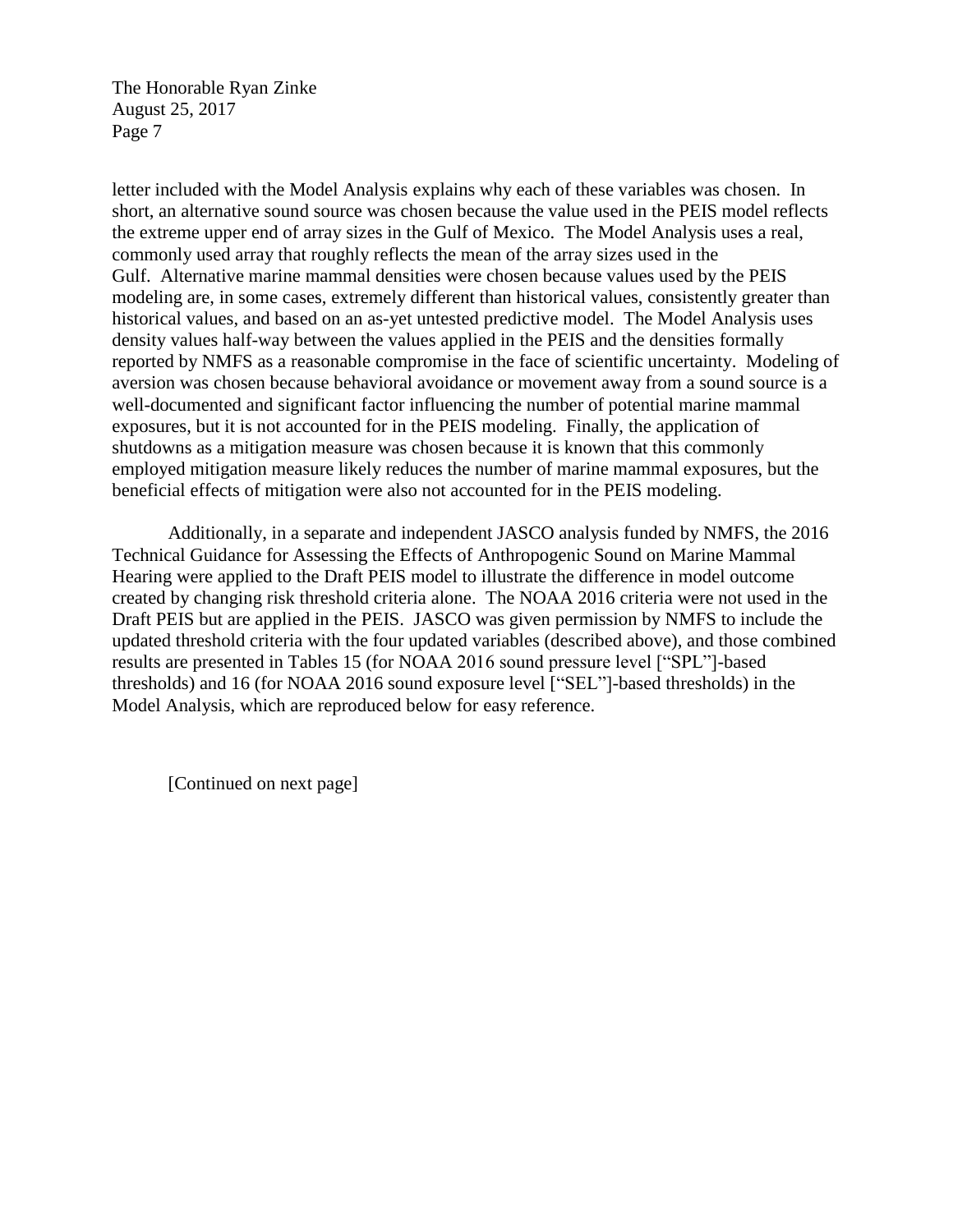letter included with the Model Analysis explains why each of these variables was chosen. In short, an alternative sound source was chosen because the value used in the PEIS model reflects the extreme upper end of array sizes in the Gulf of Mexico. The Model Analysis uses a real, commonly used array that roughly reflects the mean of the array sizes used in the Gulf. Alternative marine mammal densities were chosen because values used by the PEIS modeling are, in some cases, extremely different than historical values, consistently greater than historical values, and based on an as-yet untested predictive model. The Model Analysis uses density values half-way between the values applied in the PEIS and the densities formally reported by NMFS as a reasonable compromise in the face of scientific uncertainty. Modeling of aversion was chosen because behavioral avoidance or movement away from a sound source is a well-documented and significant factor influencing the number of potential marine mammal exposures, but it is not accounted for in the PEIS modeling. Finally, the application of shutdowns as a mitigation measure was chosen because it is known that this commonly employed mitigation measure likely reduces the number of marine mammal exposures, but the beneficial effects of mitigation were also not accounted for in the PEIS modeling.

Additionally, in a separate and independent JASCO analysis funded by NMFS, the 2016 Technical Guidance for Assessing the Effects of Anthropogenic Sound on Marine Mammal Hearing were applied to the Draft PEIS model to illustrate the difference in model outcome created by changing risk threshold criteria alone. The NOAA 2016 criteria were not used in the Draft PEIS but are applied in the PEIS. JASCO was given permission by NMFS to include the updated threshold criteria with the four updated variables (described above), and those combined results are presented in Tables 15 (for NOAA 2016 sound pressure level ["SPL"]-based thresholds) and 16 (for NOAA 2016 sound exposure level ["SEL"]-based thresholds) in the Model Analysis, which are reproduced below for easy reference.

[Continued on next page]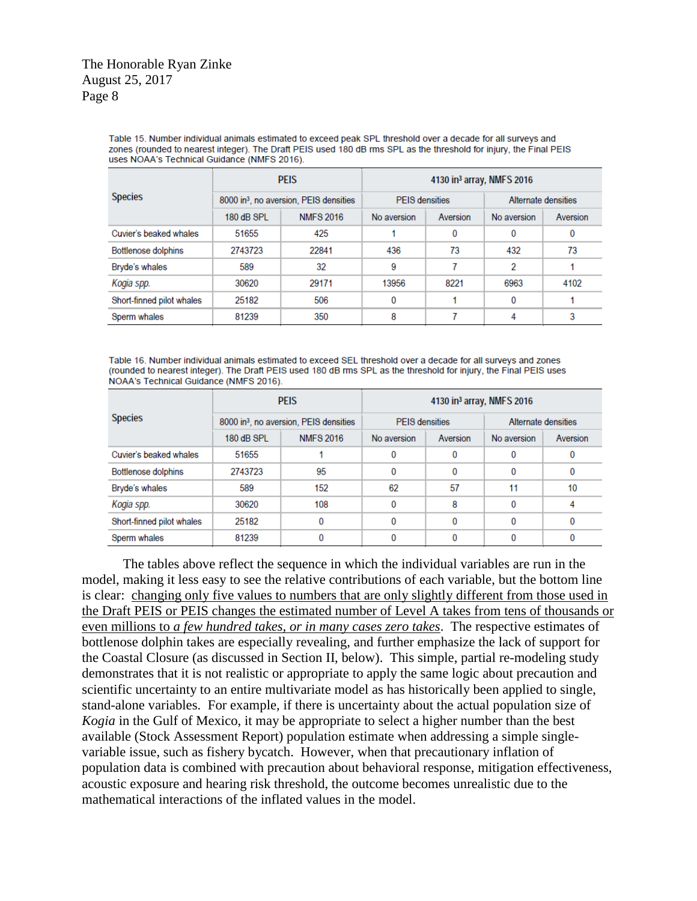The Honorable Ryan Zinke
August 25, 2017

Table 15. Number individual animals estimated to exceed peak SPL threshold over a decade for all surveys and zones (rounded to nearest integer). The Draft PEIS used 180 dB rms SPL as the threshold for injury, the Final PEIS uses NOAA's Technical Guidance (NMFS 2016).

| Species | PEIS | | 4130 in³ array, NMFS 2016 | | | |
|---|---|---|---|---|---|---|
| | 8000 in³, no aversion, PEIS densities | | PEIS densities | | Alternate densities | |
| | 180 dB SPL | NMFS 2016 | No aversion | Aversion | No aversion | Aversion |
| Cuvier's beaked whales | 51655 | 425 | 1 | 0 | 0 | 0 |
| Bottlenose dolphins | 2743723 | 22841 | 436 | 73 | 432 | 73 |
| Bryde's whales | 589 | 32 | 9 | 7 | 2 | 1 |
| *Kogia spp.* | 30620 | 29171 | 13956 | 8221 | 6963 | 4102 |
| Short-finned pilot whales | 25182 | 506 | 0 | 1 | 0 | 1 |
| Sperm whales | 81239 | 350 | 8 | 7 | 4 | 3 |

Table 16. Number individual animals estimated to exceed SEL threshold over a decade for all surveys and zones (rounded to nearest integer). The Draft PEIS used 180 dB rms SPL as the threshold for injury, the Final PEIS uses NOAA's Technical Guidance (NMFS 2016).

| Species | PEIS | | 4130 in³ array, NMFS 2016 | | | |
|---|---|---|---|---|---|---|
| | 8000 in³, no aversion, PEIS densities | | PEIS densities | | Alternate densities | |
| | 180 dB SPL | NMFS 2016 | No aversion | Aversion | No aversion | Aversion |
| Cuvier's beaked whales | 51655 | 1 | 0 | 0 | 0 | 0 |
| Bottlenose dolphins | 2743723 | 95 | 0 | 0 | 0 | 0 |
| Bryde's whales | 589 | 152 | 62 | 57 | 11 | 10 |
| *Kogia spp.* | 30620 | 108 | 0 | 8 | 0 | 4 |
| Short-finned pilot whales | 25182 | 0 | 0 | 0 | 0 | 0 |
| Sperm whales | 81239 | 0 | 0 | 0 | 0 | 0 |

The tables above reflect the sequence in which the individual variables are run in the model, making it less easy to see the relative contributions of each variable, but the bottom line is clear: <u>changing only five values to numbers that are only slightly different from those used in the Draft PEIS or PEIS changes the estimated number of Level A takes from tens of thousands or even millions to *a few hundred takes, or in many cases zero takes*</u>. The respective estimates of bottlenose dolphin takes are especially revealing, and further emphasize the lack of support for the Coastal Closure (as discussed in Section II, below). This simple, partial re-modeling study demonstrates that it is not realistic or appropriate to apply the same logic about precaution and scientific uncertainty to an entire multivariate model as has historically been applied to single, stand-alone variables. For example, if there is uncertainty about the actual population size of *Kogia* in the Gulf of Mexico, it may be appropriate to select a higher number than the best available (Stock Assessment Report) population estimate when addressing a simple single-variable issue, such as fishery bycatch. However, when that precautionary inflation of population data is combined with precaution about behavioral response, mitigation effectiveness, acoustic exposure and hearing risk threshold, the outcome becomes unrealistic due to the mathematical interactions of the inflated values in the model.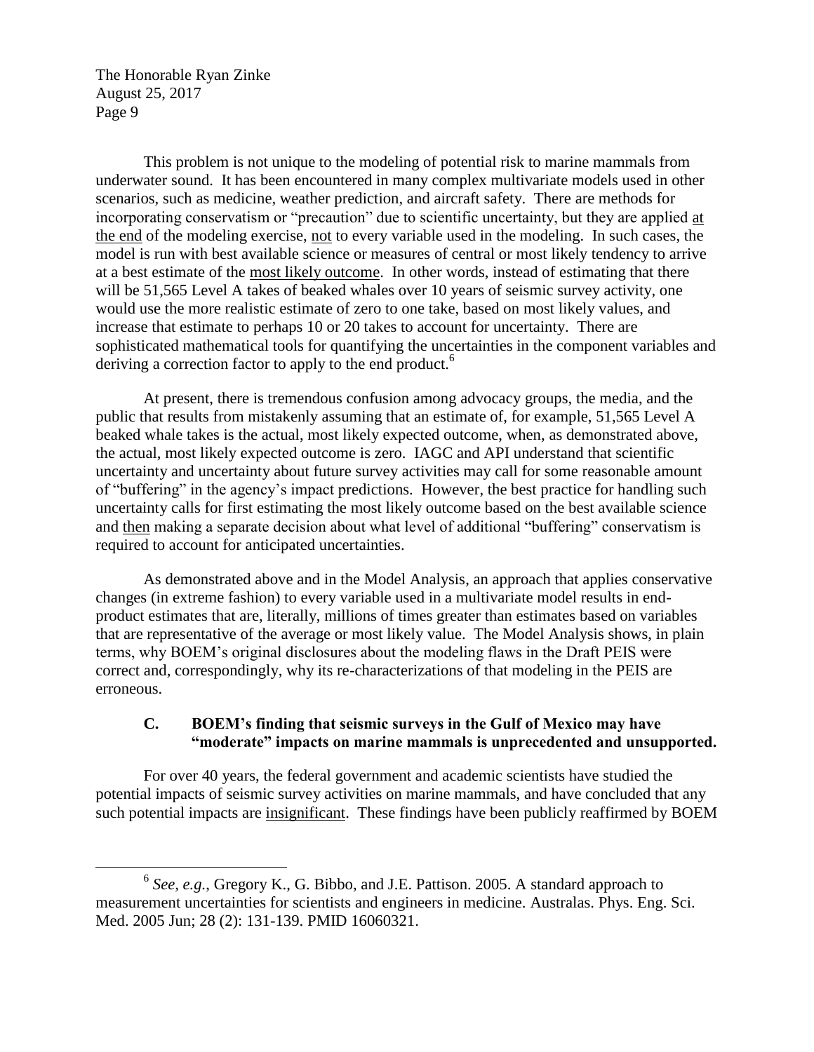This problem is not unique to the modeling of potential risk to marine mammals from underwater sound. It has been encountered in many complex multivariate models used in other scenarios, such as medicine, weather prediction, and aircraft safety. There are methods for incorporating conservatism or "precaution" due to scientific uncertainty, but they are applied <u>at the end</u> of the modeling exercise, <u>not</u> to every variable used in the modeling. In such cases, the model is run with best available science or measures of central or most likely tendency to arrive at a best estimate of the <u>most likely outcome</u>. In other words, instead of estimating that there will be 51,565 Level A takes of beaked whales over 10 years of seismic survey activity, one would use the more realistic estimate of zero to one take, based on most likely values, and increase that estimate to perhaps 10 or 20 takes to account for uncertainty. There are sophisticated mathematical tools for quantifying the uncertainties in the component variables and deriving a correction factor to apply to the end product.[6]

At present, there is tremendous confusion among advocacy groups, the media, and the public that results from mistakenly assuming that an estimate of, for example, 51,565 Level A beaked whale takes is the actual, most likely expected outcome, when, as demonstrated above, the actual, most likely expected outcome is zero. IAGC and API understand that scientific uncertainty and uncertainty about future survey activities may call for some reasonable amount of "buffering" in the agency's impact predictions. However, the best practice for handling such uncertainty calls for first estimating the most likely outcome based on the best available science and <u>then</u> making a separate decision about what level of additional "buffering" conservatism is required to account for anticipated uncertainties.

As demonstrated above and in the Model Analysis, an approach that applies conservative changes (in extreme fashion) to every variable used in a multivariate model results in end-product estimates that are, literally, millions of times greater than estimates based on variables that are representative of the average or most likely value. The Model Analysis shows, in plain terms, why BOEM's original disclosures about the modeling flaws in the Draft PEIS were correct and, correspondingly, why its re-characterizations of that modeling in the PEIS are erroneous.

### C. BOEM's finding that seismic surveys in the Gulf of Mexico may have "moderate" impacts on marine mammals is unprecedented and unsupported.

For over 40 years, the federal government and academic scientists have studied the potential impacts of seismic survey activities on marine mammals, and have concluded that any such potential impacts are <u>insignificant</u>. These findings have been publicly reaffirmed by BOEM

---

[6] *See, e.g.*, Gregory K., G. Bibbo, and J.E. Pattison. 2005. A standard approach to measurement uncertainties for scientists and engineers in medicine. Australas. Phys. Eng. Sci. Med. 2005 Jun; 28 (2): 131-139. PMID 16060321.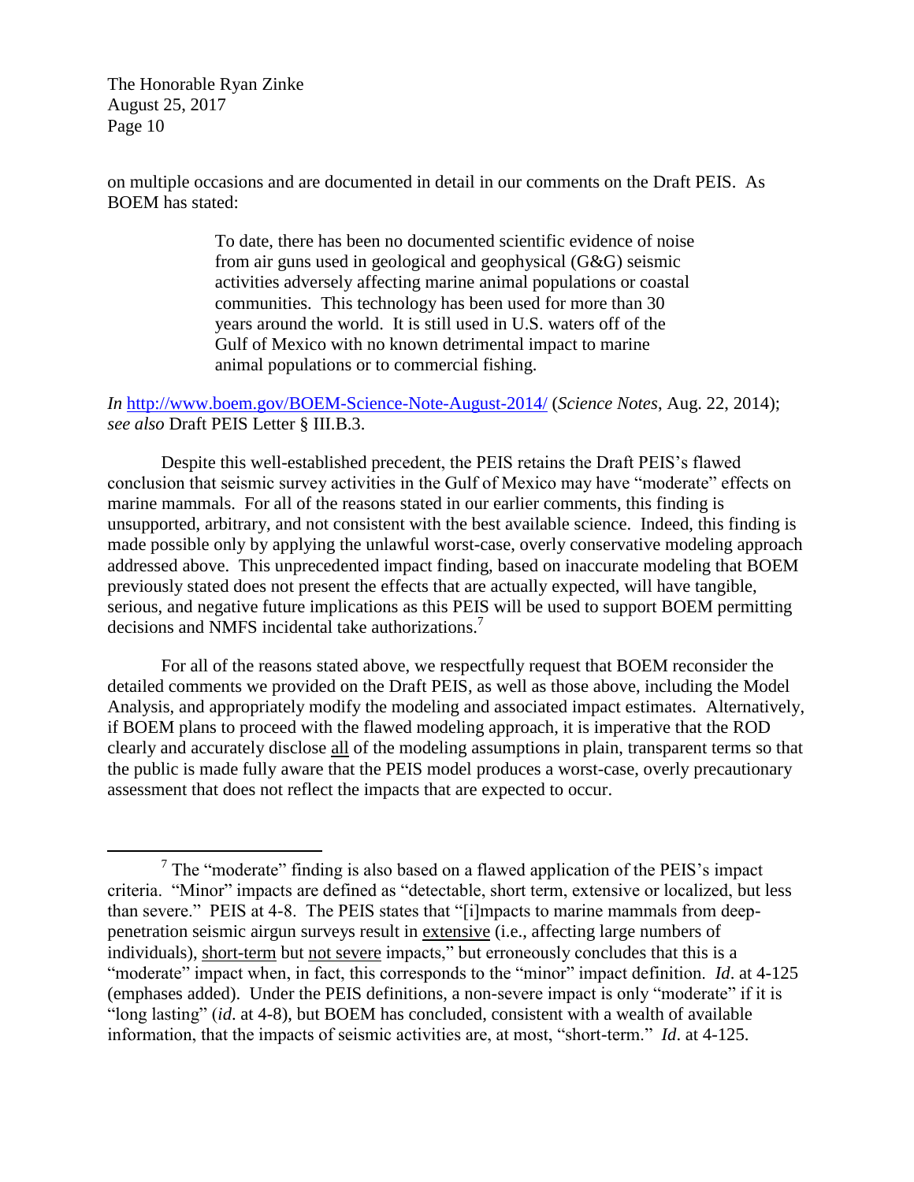on multiple occasions and are documented in detail in our comments on the Draft PEIS. As BOEM has stated:

> To date, there has been no documented scientific evidence of noise from air guns used in geological and geophysical (G&G) seismic activities adversely affecting marine animal populations or coastal communities. This technology has been used for more than 30 years around the world. It is still used in U.S. waters off of the Gulf of Mexico with no known detrimental impact to marine animal populations or to commercial fishing.

*In* http://www.boem.gov/BOEM-Science-Note-August-2014/ (*Science Notes*, Aug. 22, 2014); *see also* Draft PEIS Letter § III.B.3.

Despite this well-established precedent, the PEIS retains the Draft PEIS's flawed conclusion that seismic survey activities in the Gulf of Mexico may have "moderate" effects on marine mammals. For all of the reasons stated in our earlier comments, this finding is unsupported, arbitrary, and not consistent with the best available science. Indeed, this finding is made possible only by applying the unlawful worst-case, overly conservative modeling approach addressed above. This unprecedented impact finding, based on inaccurate modeling that BOEM previously stated does not present the effects that are actually expected, will have tangible, serious, and negative future implications as this PEIS will be used to support BOEM permitting decisions and NMFS incidental take authorizations.[7]

For all of the reasons stated above, we respectfully request that BOEM reconsider the detailed comments we provided on the Draft PEIS, as well as those above, including the Model Analysis, and appropriately modify the modeling and associated impact estimates. Alternatively, if BOEM plans to proceed with the flawed modeling approach, it is imperative that the ROD clearly and accurately disclose <u>all</u> of the modeling assumptions in plain, transparent terms so that the public is made fully aware that the PEIS model produces a worst-case, overly precautionary assessment that does not reflect the impacts that are expected to occur.

---

[7] The "moderate" finding is also based on a flawed application of the PEIS's impact criteria. "Minor" impacts are defined as "detectable, short term, extensive or localized, but less than severe." PEIS at 4-8. The PEIS states that "[i]mpacts to marine mammals from deep-penetration seismic airgun surveys result in <u>extensive</u> (i.e., affecting large numbers of individuals), <u>short-term</u> but <u>not severe</u> impacts," but erroneously concludes that this is a "moderate" impact when, in fact, this corresponds to the "minor" impact definition. *Id*. at 4-125 (emphases added). Under the PEIS definitions, a non-severe impact is only "moderate" if it is "long lasting" (*id*. at 4-8), but BOEM has concluded, consistent with a wealth of available information, that the impacts of seismic activities are, at most, "short-term." *Id*. at 4-125.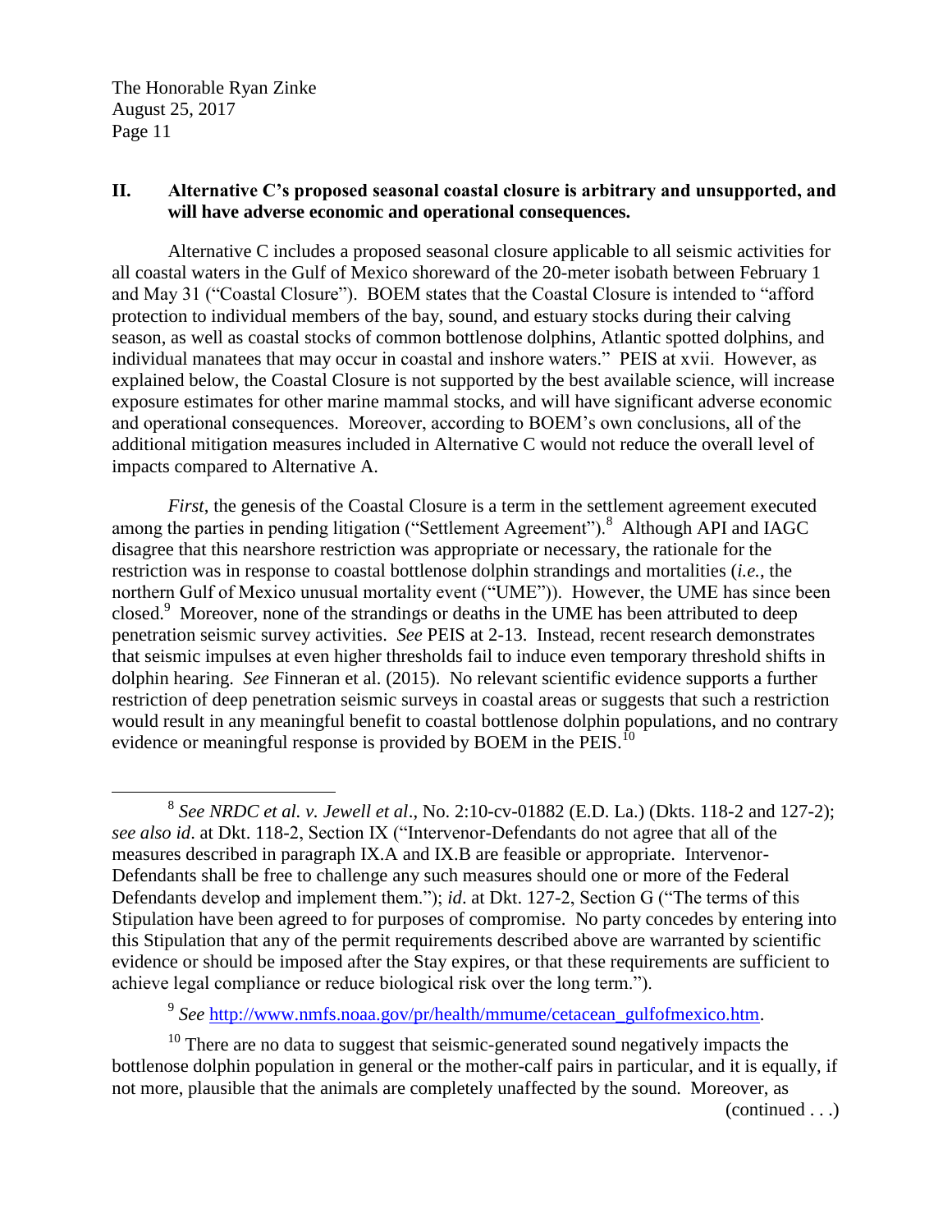The Honorable Ryan Zinke
August 25, 2017
Page 11

## II. Alternative C's proposed seasonal coastal closure is arbitrary and unsupported, and will have adverse economic and operational consequences.

Alternative C includes a proposed seasonal closure applicable to all seismic activities for all coastal waters in the Gulf of Mexico shoreward of the 20-meter isobath between February 1 and May 31 ("Coastal Closure"). BOEM states that the Coastal Closure is intended to "afford protection to individual members of the bay, sound, and estuary stocks during their calving season, as well as coastal stocks of common bottlenose dolphins, Atlantic spotted dolphins, and individual manatees that may occur in coastal and inshore waters." PEIS at xvii. However, as explained below, the Coastal Closure is not supported by the best available science, will increase exposure estimates for other marine mammal stocks, and will have significant adverse economic and operational consequences. Moreover, according to BOEM's own conclusions, all of the additional mitigation measures included in Alternative C would not reduce the overall level of impacts compared to Alternative A.

*First*, the genesis of the Coastal Closure is a term in the settlement agreement executed among the parties in pending litigation ("Settlement Agreement").[8] Although API and IAGC disagree that this nearshore restriction was appropriate or necessary, the rationale for the restriction was in response to coastal bottlenose dolphin strandings and mortalities (*i.e.*, the northern Gulf of Mexico unusual mortality event ("UME")). However, the UME has since been closed.[9] Moreover, none of the strandings or deaths in the UME has been attributed to deep penetration seismic survey activities. *See* PEIS at 2-13. Instead, recent research demonstrates that seismic impulses at even higher thresholds fail to induce even temporary threshold shifts in dolphin hearing. *See* Finneran et al. (2015). No relevant scientific evidence supports a further restriction of deep penetration seismic surveys in coastal areas or suggests that such a restriction would result in any meaningful benefit to coastal bottlenose dolphin populations, and no contrary evidence or meaningful response is provided by BOEM in the PEIS.[10]

---

[8] *See NRDC et al. v. Jewell et al.*, No. 2:10-cv-01882 (E.D. La.) (Dkts. 118-2 and 127-2); *see also id*. at Dkt. 118-2, Section IX ("Intervenor-Defendants do not agree that all of the measures described in paragraph IX.A and IX.B are feasible or appropriate. Intervenor-Defendants shall be free to challenge any such measures should one or more of the Federal Defendants develop and implement them."); *id*. at Dkt. 127-2, Section G ("The terms of this Stipulation have been agreed to for purposes of compromise. No party concedes by entering into this Stipulation that any of the permit requirements described above are warranted by scientific evidence or should be imposed after the Stay expires, or that these requirements are sufficient to achieve legal compliance or reduce biological risk over the long term.").

[9] *See* http://www.nmfs.noaa.gov/pr/health/mmume/cetacean_gulfofmexico.htm.

[10] There are no data to suggest that seismic-generated sound negatively impacts the bottlenose dolphin population in general or the mother-calf pairs in particular, and it is equally, if not more, plausible that the animals are completely unaffected by the sound. Moreover, as

(continued . . .)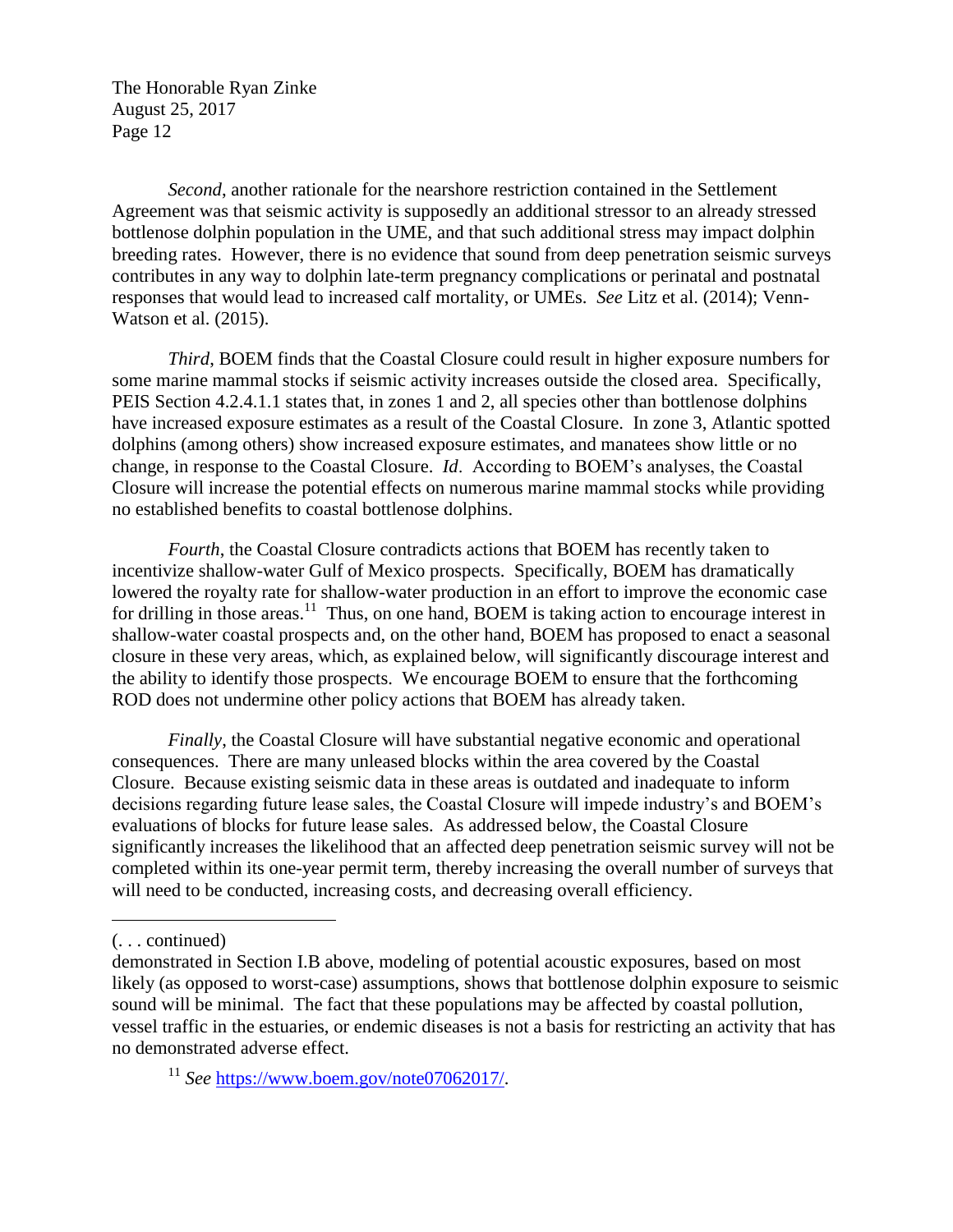*Second*, another rationale for the nearshore restriction contained in the Settlement Agreement was that seismic activity is supposedly an additional stressor to an already stressed bottlenose dolphin population in the UME, and that such additional stress may impact dolphin breeding rates. However, there is no evidence that sound from deep penetration seismic surveys contributes in any way to dolphin late-term pregnancy complications or perinatal and postnatal responses that would lead to increased calf mortality, or UMEs. *See* Litz et al. (2014); Venn-Watson et al. (2015).

*Third*, BOEM finds that the Coastal Closure could result in higher exposure numbers for some marine mammal stocks if seismic activity increases outside the closed area. Specifically, PEIS Section 4.2.4.1.1 states that, in zones 1 and 2, all species other than bottlenose dolphins have increased exposure estimates as a result of the Coastal Closure. In zone 3, Atlantic spotted dolphins (among others) show increased exposure estimates, and manatees show little or no change, in response to the Coastal Closure. *Id*. According to BOEM's analyses, the Coastal Closure will increase the potential effects on numerous marine mammal stocks while providing no established benefits to coastal bottlenose dolphins.

*Fourth*, the Coastal Closure contradicts actions that BOEM has recently taken to incentivize shallow-water Gulf of Mexico prospects. Specifically, BOEM has dramatically lowered the royalty rate for shallow-water production in an effort to improve the economic case for drilling in those areas.[11] Thus, on one hand, BOEM is taking action to encourage interest in shallow-water coastal prospects and, on the other hand, BOEM has proposed to enact a seasonal closure in these very areas, which, as explained below, will significantly discourage interest and the ability to identify those prospects. We encourage BOEM to ensure that the forthcoming ROD does not undermine other policy actions that BOEM has already taken.

*Finally*, the Coastal Closure will have substantial negative economic and operational consequences. There are many unleased blocks within the area covered by the Coastal Closure. Because existing seismic data in these areas is outdated and inadequate to inform decisions regarding future lease sales, the Coastal Closure will impede industry's and BOEM's evaluations of blocks for future lease sales. As addressed below, the Coastal Closure significantly increases the likelihood that an affected deep penetration seismic survey will not be completed within its one-year permit term, thereby increasing the overall number of surveys that will need to be conducted, increasing costs, and decreasing overall efficiency.

---

(. . . continued)

demonstrated in Section I.B above, modeling of potential acoustic exposures, based on most likely (as opposed to worst-case) assumptions, shows that bottlenose dolphin exposure to seismic sound will be minimal. The fact that these populations may be affected by coastal pollution, vessel traffic in the estuaries, or endemic diseases is not a basis for restricting an activity that has no demonstrated adverse effect.

[11] *See* https://www.boem.gov/note07062017/.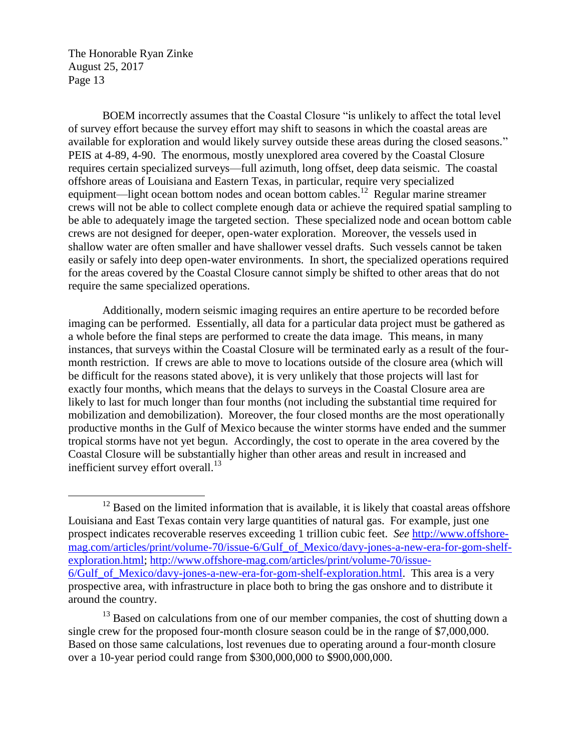BOEM incorrectly assumes that the Coastal Closure "is unlikely to affect the total level of survey effort because the survey effort may shift to seasons in which the coastal areas are available for exploration and would likely survey outside these areas during the closed seasons." PEIS at 4-89, 4-90. The enormous, mostly unexplored area covered by the Coastal Closure requires certain specialized surveys—full azimuth, long offset, deep data seismic. The coastal offshore areas of Louisiana and Eastern Texas, in particular, require very specialized equipment—light ocean bottom nodes and ocean bottom cables.[12] Regular marine streamer crews will not be able to collect complete enough data or achieve the required spatial sampling to be able to adequately image the targeted section. These specialized node and ocean bottom cable crews are not designed for deeper, open-water exploration. Moreover, the vessels used in shallow water are often smaller and have shallower vessel drafts. Such vessels cannot be taken easily or safely into deep open-water environments. In short, the specialized operations required for the areas covered by the Coastal Closure cannot simply be shifted to other areas that do not require the same specialized operations.

Additionally, modern seismic imaging requires an entire aperture to be recorded before imaging can be performed. Essentially, all data for a particular data project must be gathered as a whole before the final steps are performed to create the data image. This means, in many instances, that surveys within the Coastal Closure will be terminated early as a result of the four-month restriction. If crews are able to move to locations outside of the closure area (which will be difficult for the reasons stated above), it is very unlikely that those projects will last for exactly four months, which means that the delays to surveys in the Coastal Closure area are likely to last for much longer than four months (not including the substantial time required for mobilization and demobilization). Moreover, the four closed months are the most operationally productive months in the Gulf of Mexico because the winter storms have ended and the summer tropical storms have not yet begun. Accordingly, the cost to operate in the area covered by the Coastal Closure will be substantially higher than other areas and result in increased and inefficient survey effort overall.[13]

---

[12] Based on the limited information that is available, it is likely that coastal areas offshore Louisiana and East Texas contain very large quantities of natural gas. For example, just one prospect indicates recoverable reserves exceeding 1 trillion cubic feet. *See* http://www.offshore-mag.com/articles/print/volume-70/issue-6/Gulf_of_Mexico/davy-jones-a-new-era-for-gom-shelf-exploration.html; http://www.offshore-mag.com/articles/print/volume-70/issue-6/Gulf_of_Mexico/davy-jones-a-new-era-for-gom-shelf-exploration.html. This area is a very prospective area, with infrastructure in place both to bring the gas onshore and to distribute it around the country.

[13] Based on calculations from one of our member companies, the cost of shutting down a single crew for the proposed four-month closure season could be in the range of $7,000,000. Based on those same calculations, lost revenues due to operating around a four-month closure over a 10-year period could range from $300,000,000 to $900,000,000.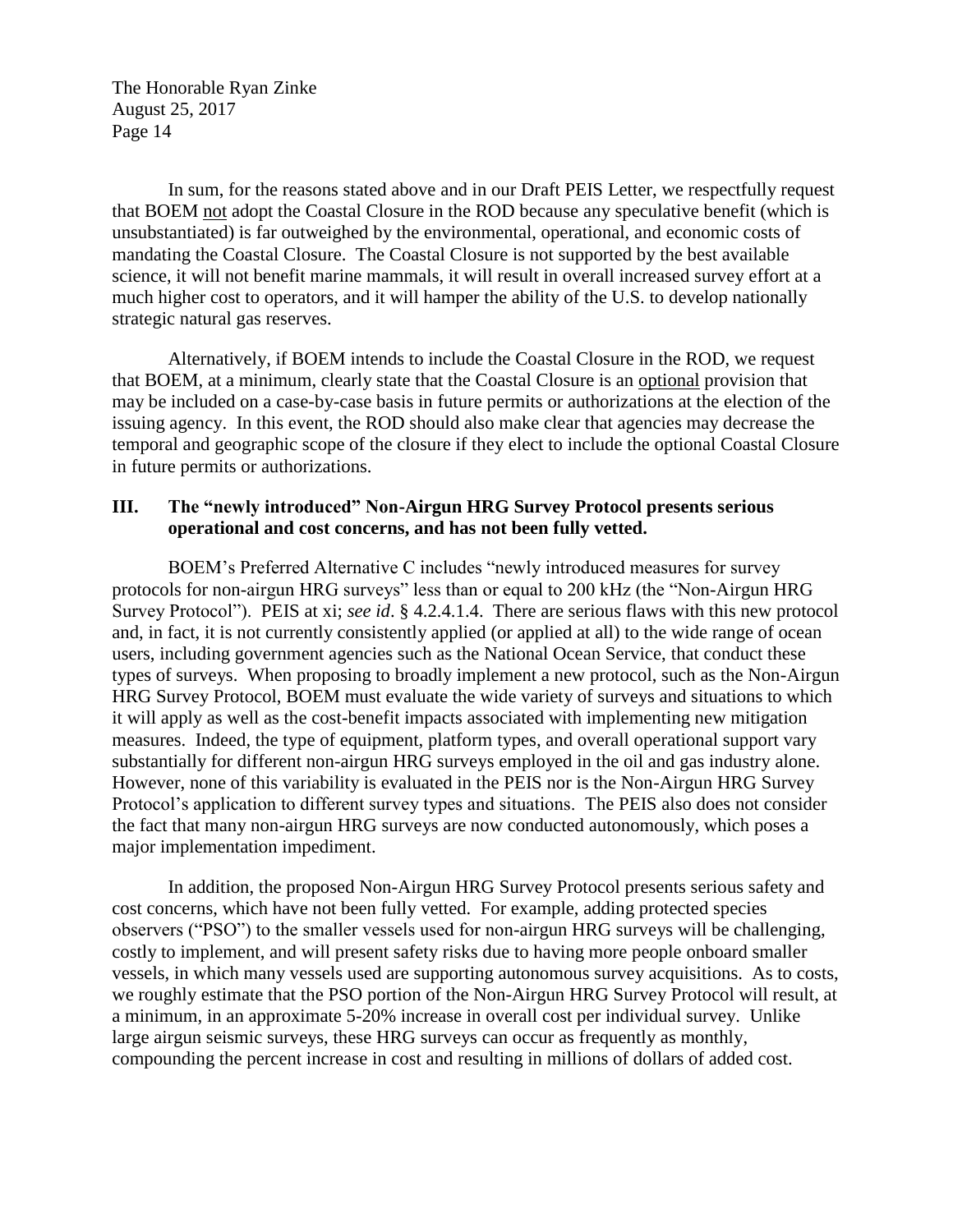In sum, for the reasons stated above and in our Draft PEIS Letter, we respectfully request that BOEM not adopt the Coastal Closure in the ROD because any speculative benefit (which is unsubstantiated) is far outweighed by the environmental, operational, and economic costs of mandating the Coastal Closure. The Coastal Closure is not supported by the best available science, it will not benefit marine mammals, it will result in overall increased survey effort at a much higher cost to operators, and it will hamper the ability of the U.S. to develop nationally strategic natural gas reserves.

Alternatively, if BOEM intends to include the Coastal Closure in the ROD, we request that BOEM, at a minimum, clearly state that the Coastal Closure is an optional provision that may be included on a case-by-case basis in future permits or authorizations at the election of the issuing agency. In this event, the ROD should also make clear that agencies may decrease the temporal and geographic scope of the closure if they elect to include the optional Coastal Closure in future permits or authorizations.

## III. The "newly introduced" Non-Airgun HRG Survey Protocol presents serious operational and cost concerns, and has not been fully vetted.

BOEM's Preferred Alternative C includes "newly introduced measures for survey protocols for non-airgun HRG surveys" less than or equal to 200 kHz (the "Non-Airgun HRG Survey Protocol"). PEIS at xi; *see id*. § 4.2.4.1.4. There are serious flaws with this new protocol and, in fact, it is not currently consistently applied (or applied at all) to the wide range of ocean users, including government agencies such as the National Ocean Service, that conduct these types of surveys. When proposing to broadly implement a new protocol, such as the Non-Airgun HRG Survey Protocol, BOEM must evaluate the wide variety of surveys and situations to which it will apply as well as the cost-benefit impacts associated with implementing new mitigation measures. Indeed, the type of equipment, platform types, and overall operational support vary substantially for different non-airgun HRG surveys employed in the oil and gas industry alone. However, none of this variability is evaluated in the PEIS nor is the Non-Airgun HRG Survey Protocol's application to different survey types and situations. The PEIS also does not consider the fact that many non-airgun HRG surveys are now conducted autonomously, which poses a major implementation impediment.

In addition, the proposed Non-Airgun HRG Survey Protocol presents serious safety and cost concerns, which have not been fully vetted. For example, adding protected species observers ("PSO") to the smaller vessels used for non-airgun HRG surveys will be challenging, costly to implement, and will present safety risks due to having more people onboard smaller vessels, in which many vessels used are supporting autonomous survey acquisitions. As to costs, we roughly estimate that the PSO portion of the Non-Airgun HRG Survey Protocol will result, at a minimum, in an approximate 5-20% increase in overall cost per individual survey. Unlike large airgun seismic surveys, these HRG surveys can occur as frequently as monthly, compounding the percent increase in cost and resulting in millions of dollars of added cost.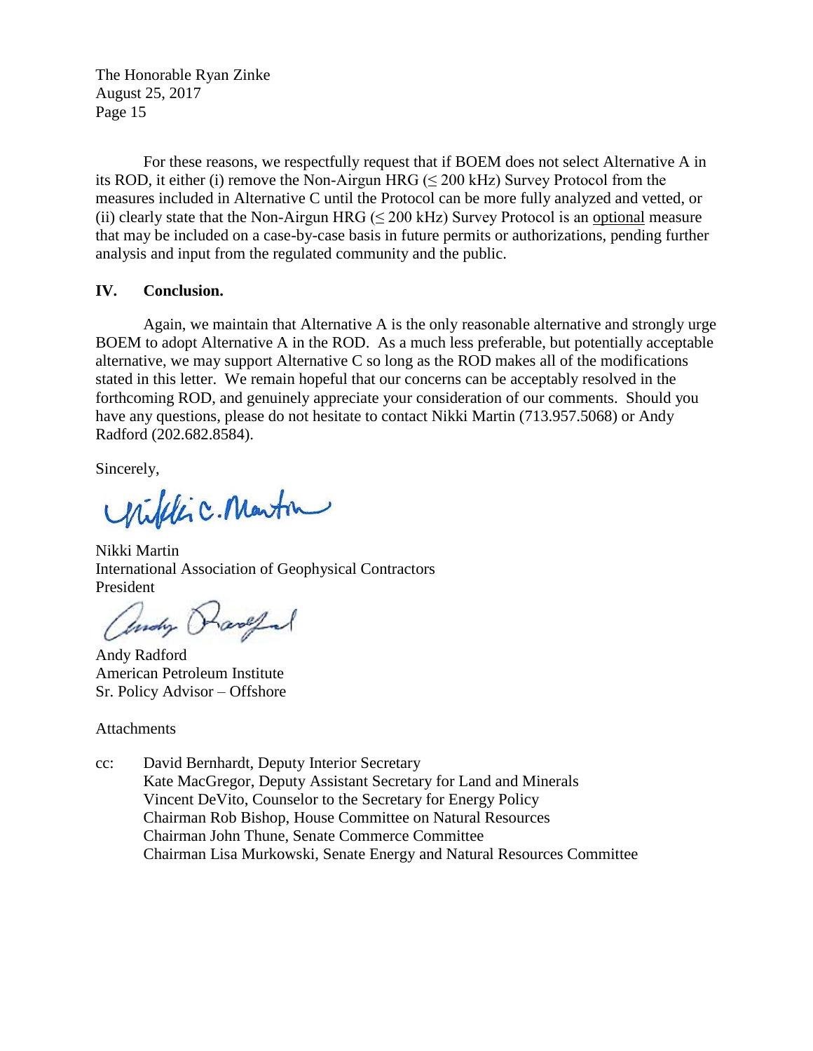For these reasons, we respectfully request that if BOEM does not select Alternative A in its ROD, it either (i) remove the Non-Airgun HRG ($\leq$ 200 kHz) Survey Protocol from the measures included in Alternative C until the Protocol can be more fully analyzed and vetted, or (ii) clearly state that the Non-Airgun HRG ($\leq$ 200 kHz) Survey Protocol is an optional measure that may be included on a case-by-case basis in future permits or authorizations, pending further analysis and input from the regulated community and the public.

## IV. Conclusion.

Again, we maintain that Alternative A is the only reasonable alternative and strongly urge BOEM to adopt Alternative A in the ROD. As a much less preferable, but potentially acceptable alternative, we may support Alternative C so long as the ROD makes all of the modifications stated in this letter. We remain hopeful that our concerns can be acceptably resolved in the forthcoming ROD, and genuinely appreciate your consideration of our comments. Should you have any questions, please do not hesitate to contact Nikki Martin (713.957.5068) or Andy Radford (202.682.8584).

Sincerely,

Nikki Martin
International Association of Geophysical Contractors
President

Andy Radford
American Petroleum Institute
Sr. Policy Advisor – Offshore

Attachments

cc: David Bernhardt, Deputy Interior Secretary
Kate MacGregor, Deputy Assistant Secretary for Land and Minerals
Vincent DeVito, Counselor to the Secretary for Energy Policy
Chairman Rob Bishop, House Committee on Natural Resources
Chairman John Thune, Senate Commerce Committee
Chairman Lisa Murkowski, Senate Energy and Natural Resources Committee